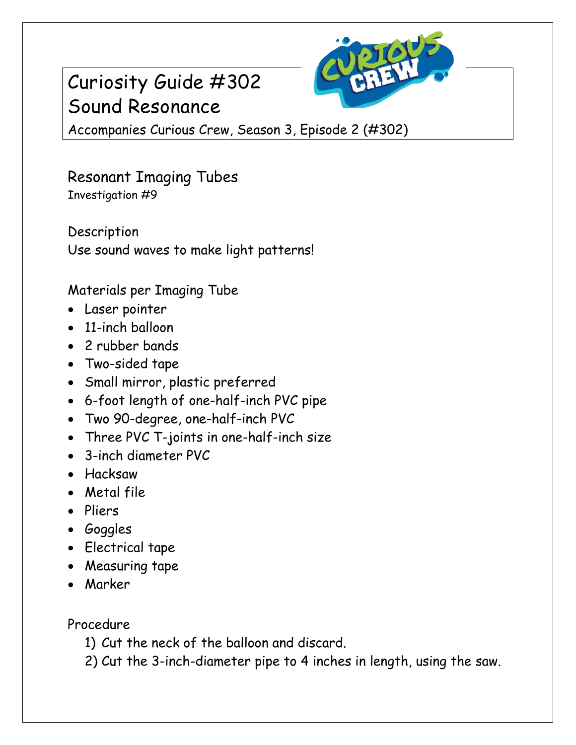# Curiosity Guide #302
# Sound Resonance

Accompanies Curious Crew, Season 3, Episode 2 (#302)

## Resonant Imaging Tubes

Investigation #9

### Description

Use sound waves to make light patterns!

### Materials per Imaging Tube

- Laser pointer
- 11-inch balloon
- 2 rubber bands
- Two-sided tape
- Small mirror, plastic preferred
- 6-foot length of one-half-inch PVC pipe
- Two 90-degree, one-half-inch PVC
- Three PVC T-joints in one-half-inch size
- 3-inch diameter PVC
- Hacksaw
- Metal file
- Pliers
- Goggles
- Electrical tape
- Measuring tape
- Marker

### Procedure

1) Cut the neck of the balloon and discard.
2) Cut the 3-inch-diameter pipe to 4 inches in length, using the saw.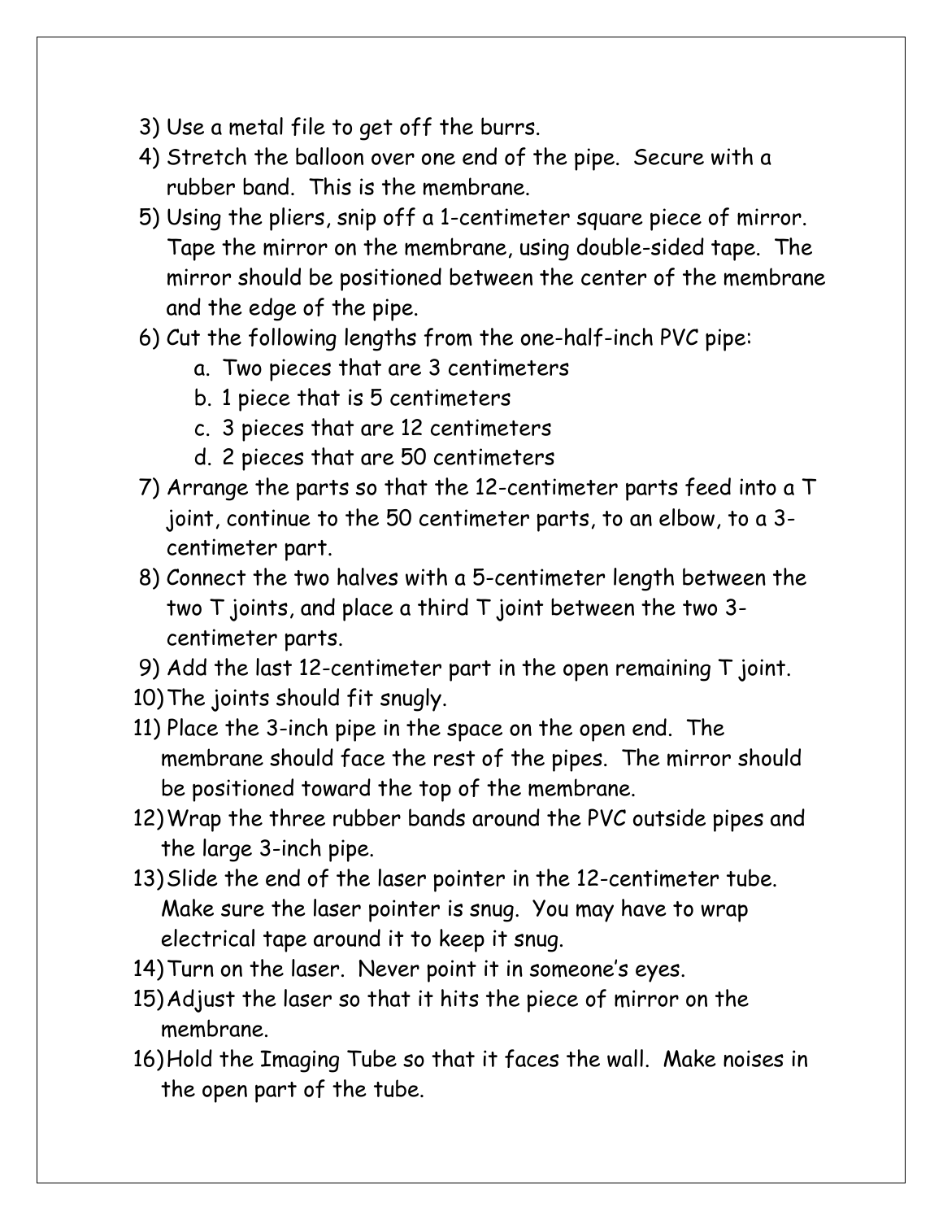3) Use a metal file to get off the burrs.
4) Stretch the balloon over one end of the pipe. Secure with a rubber band. This is the membrane.
5) Using the pliers, snip off a 1-centimeter square piece of mirror. Tape the mirror on the membrane, using double-sided tape. The mirror should be positioned between the center of the membrane and the edge of the pipe.
6) Cut the following lengths from the one-half-inch PVC pipe:
    a. Two pieces that are 3 centimeters
    b. 1 piece that is 5 centimeters
    c. 3 pieces that are 12 centimeters
    d. 2 pieces that are 50 centimeters
7) Arrange the parts so that the 12-centimeter parts feed into a T joint, continue to the 50 centimeter parts, to an elbow, to a 3-centimeter part.
8) Connect the two halves with a 5-centimeter length between the two T joints, and place a third T joint between the two 3-centimeter parts.
9) Add the last 12-centimeter part in the open remaining T joint.
10) The joints should fit snugly.
11) Place the 3-inch pipe in the space on the open end. The membrane should face the rest of the pipes. The mirror should be positioned toward the top of the membrane.
12) Wrap the three rubber bands around the PVC outside pipes and the large 3-inch pipe.
13) Slide the end of the laser pointer in the 12-centimeter tube. Make sure the laser pointer is snug. You may have to wrap electrical tape around it to keep it snug.
14) Turn on the laser. Never point it in someone's eyes.
15) Adjust the laser so that it hits the piece of mirror on the membrane.
16) Hold the Imaging Tube so that it faces the wall. Make noises in the open part of the tube.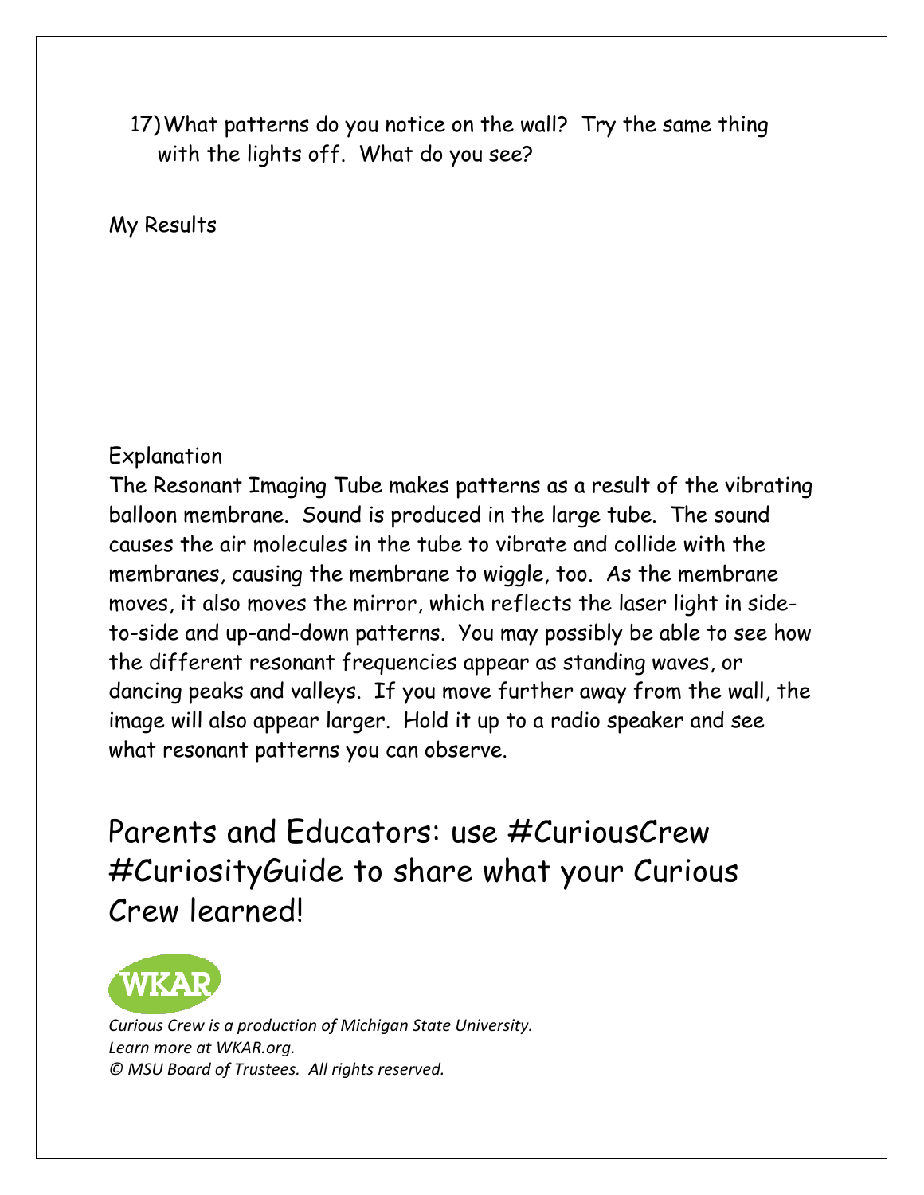17) What patterns do you notice on the wall? Try the same thing with the lights off. What do you see?

My Results

Explanation

The Resonant Imaging Tube makes patterns as a result of the vibrating balloon membrane. Sound is produced in the large tube. The sound causes the air molecules in the tube to vibrate and collide with the membranes, causing the membrane to wiggle, too. As the membrane moves, it also moves the mirror, which reflects the laser light in side-to-side and up-and-down patterns. You may possibly be able to see how the different resonant frequencies appear as standing waves, or dancing peaks and valleys. If you move further away from the wall, the image will also appear larger. Hold it up to a radio speaker and see what resonant patterns you can observe.

## Parents and Educators: use #CuriousCrew #CuriosityGuide to share what your Curious Crew learned!

WKAR

*Curious Crew is a production of Michigan State University.*
*Learn more at WKAR.org.*
*© MSU Board of Trustees. All rights reserved.*